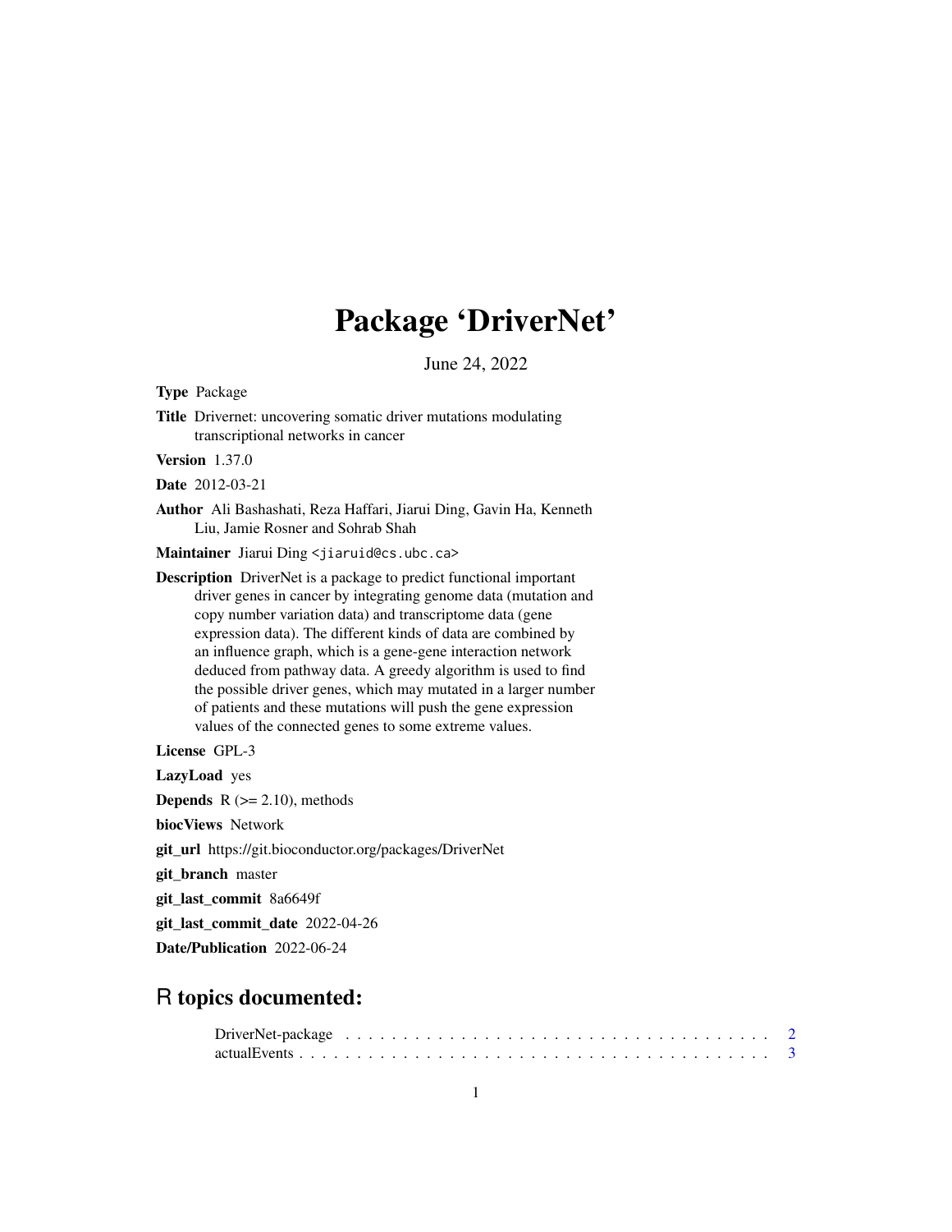# Package 'DriverNet'

June 24, 2022

**Type** Package

**Title** Drivernet: uncovering somatic driver mutations modulating transcriptional networks in cancer

**Version** 1.37.0

**Date** 2012-03-21

**Author** Ali Bashashati, Reza Haffari, Jiarui Ding, Gavin Ha, Kenneth Liu, Jamie Rosner and Sohrab Shah

**Maintainer** Jiarui Ding <jiaruid@cs.ubc.ca>

**Description** DriverNet is a package to predict functional important driver genes in cancer by integrating genome data (mutation and copy number variation data) and transcriptome data (gene expression data). The different kinds of data are combined by an influence graph, which is a gene-gene interaction network deduced from pathway data. A greedy algorithm is used to find the possible driver genes, which may mutated in a larger number of patients and these mutations will push the gene expression values of the connected genes to some extreme values.

**License** GPL-3

**LazyLoad** yes

**Depends** R (>= 2.10), methods

**biocViews** Network

**git_url** https://git.bioconductor.org/packages/DriverNet

**git_branch** master

**git_last_commit** 8a6649f

**git_last_commit_date** 2022-04-26

**Date/Publication** 2022-06-24

## R topics documented:

DriverNet-package . . . . . . . . . . . . . . . . . . . . . . . . . . . . . . . . . . . . . . 2
actualEvents . . . . . . . . . . . . . . . . . . . . . . . . . . . . . . . . . . . . . . . . . . 3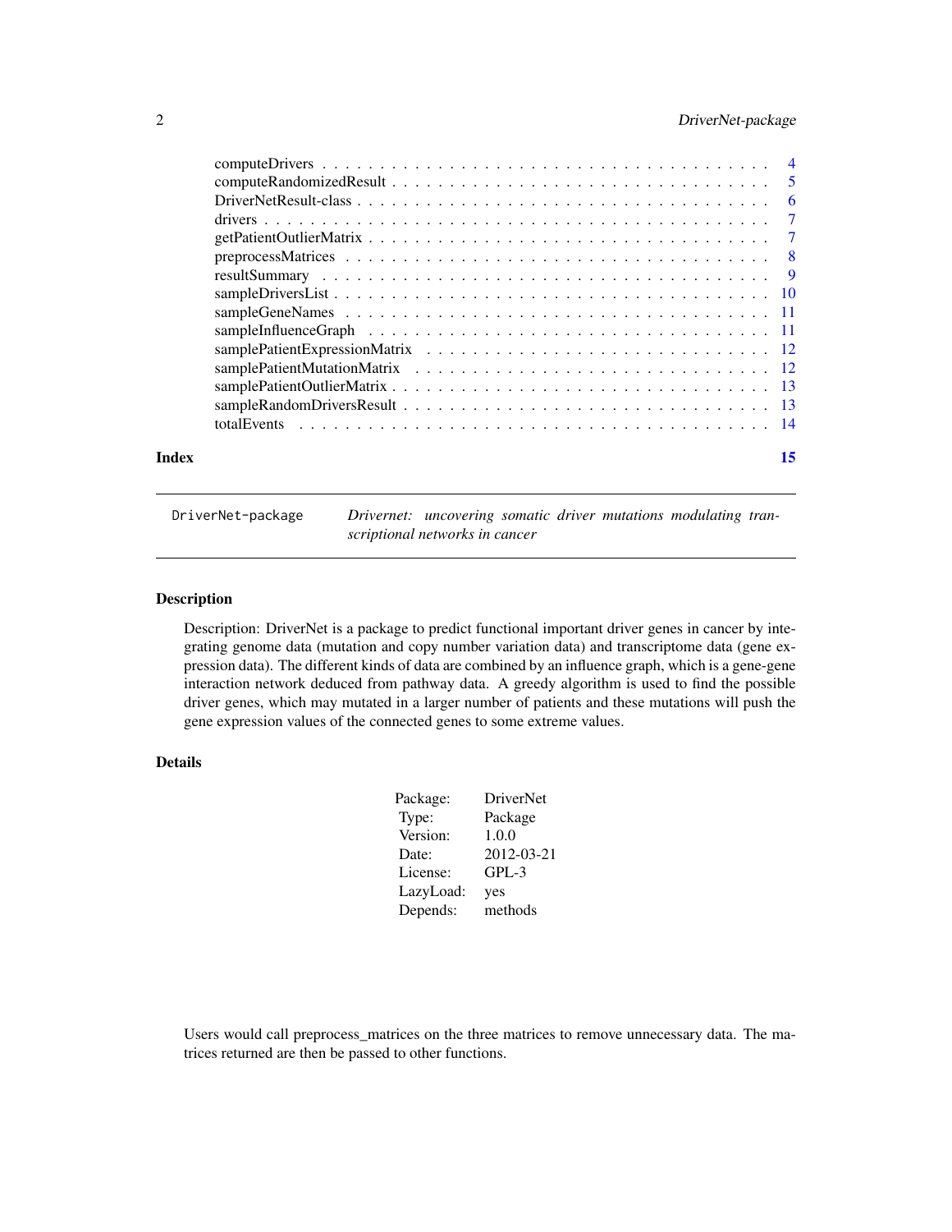computeDrivers . . . . . . . . . . . . . . . . . . . . . . . . . . . . . . . . . . . . . . 4
computeRandomizedResult . . . . . . . . . . . . . . . . . . . . . . . . . . . . . . . . . 5
DriverNetResult-class . . . . . . . . . . . . . . . . . . . . . . . . . . . . . . . . . . . 6
drivers . . . . . . . . . . . . . . . . . . . . . . . . . . . . . . . . . . . . . . . . . . . 7
getPatientOutlierMatrix . . . . . . . . . . . . . . . . . . . . . . . . . . . . . . . . . . 7
preprocessMatrices . . . . . . . . . . . . . . . . . . . . . . . . . . . . . . . . . . . . 8
resultSummary . . . . . . . . . . . . . . . . . . . . . . . . . . . . . . . . . . . . . . . 9
sampleDriversList . . . . . . . . . . . . . . . . . . . . . . . . . . . . . . . . . . . . . 10
sampleGeneNames . . . . . . . . . . . . . . . . . . . . . . . . . . . . . . . . . . . . . 11
sampleInfluenceGraph . . . . . . . . . . . . . . . . . . . . . . . . . . . . . . . . . . . 11
samplePatientExpressionMatrix . . . . . . . . . . . . . . . . . . . . . . . . . . . . . . 12
samplePatientMutationMatrix . . . . . . . . . . . . . . . . . . . . . . . . . . . . . . . 12
samplePatientOutlierMatrix . . . . . . . . . . . . . . . . . . . . . . . . . . . . . . . . 13
sampleRandomDriversResult . . . . . . . . . . . . . . . . . . . . . . . . . . . . . . . . 13
totalEvents . . . . . . . . . . . . . . . . . . . . . . . . . . . . . . . . . . . . . . . . 14

**Index** **15**

---

`DriverNet-package` *Drivernet: uncovering somatic driver mutations modulating transcriptional networks in cancer*

---

## Description

Description: DriverNet is a package to predict functional important driver genes in cancer by integrating genome data (mutation and copy number variation data) and transcriptome data (gene expression data). The different kinds of data are combined by an influence graph, which is a gene-gene interaction network deduced from pathway data. A greedy algorithm is used to find the possible driver genes, which may mutated in a larger number of patients and these mutations will push the gene expression values of the connected genes to some extreme values.

## Details

| | |
|---|---|
| Package: | DriverNet |
| Type: | Package |
| Version: | 1.0.0 |
| Date: | 2012-03-21 |
| License: | GPL-3 |
| LazyLoad: | yes |
| Depends: | methods |

Users would call preprocess_matrices on the three matrices to remove unnecessary data. The matrices returned are then be passed to other functions.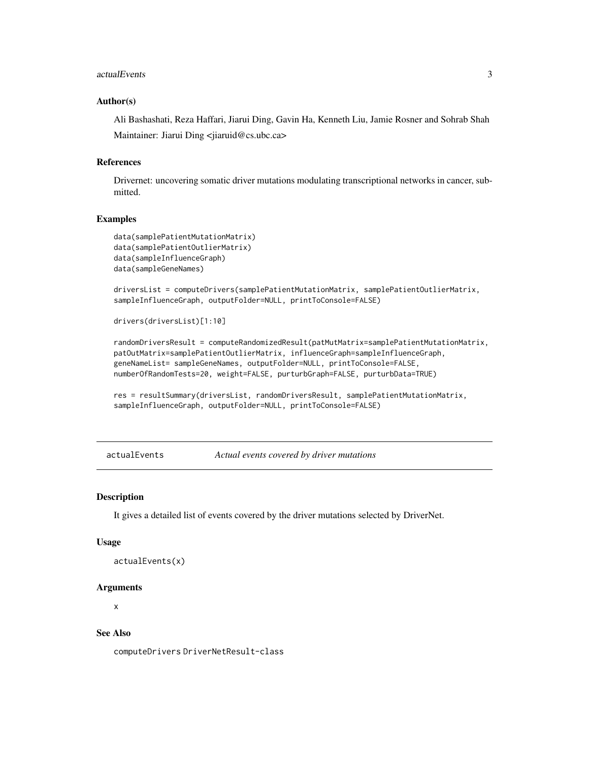### Author(s)

Ali Bashashati, Reza Haffari, Jiarui Ding, Gavin Ha, Kenneth Liu, Jamie Rosner and Sohrab Shah

Maintainer: Jiarui Ding <jiaruid@cs.ubc.ca>

### References

Drivernet: uncovering somatic driver mutations modulating transcriptional networks in cancer, submitted.

### Examples

```
data(samplePatientMutationMatrix)
data(samplePatientOutlierMatrix)
data(sampleInfluenceGraph)
data(sampleGeneNames)

driversList = computeDrivers(samplePatientMutationMatrix, samplePatientOutlierMatrix,
sampleInfluenceGraph, outputFolder=NULL, printToConsole=FALSE)

drivers(driversList)[1:10]

randomDriversResult = computeRandomizedResult(patMutMatrix=samplePatientMutationMatrix,
patOutMatrix=samplePatientOutlierMatrix, influenceGraph=sampleInfluenceGraph,
geneNameList= sampleGeneNames, outputFolder=NULL, printToConsole=FALSE,
numberOfRandomTests=20, weight=FALSE, purturbGraph=FALSE, purturbData=TRUE)

res = resultSummary(driversList, randomDriversResult, samplePatientMutationMatrix,
sampleInfluenceGraph, outputFolder=NULL, printToConsole=FALSE)
```

---

## actualEvents — *Actual events covered by driver mutations*

### Description

It gives a detailed list of events covered by the driver mutations selected by DriverNet.

### Usage

```
actualEvents(x)
```

### Arguments

x

### See Also

computeDrivers DriverNetResult-class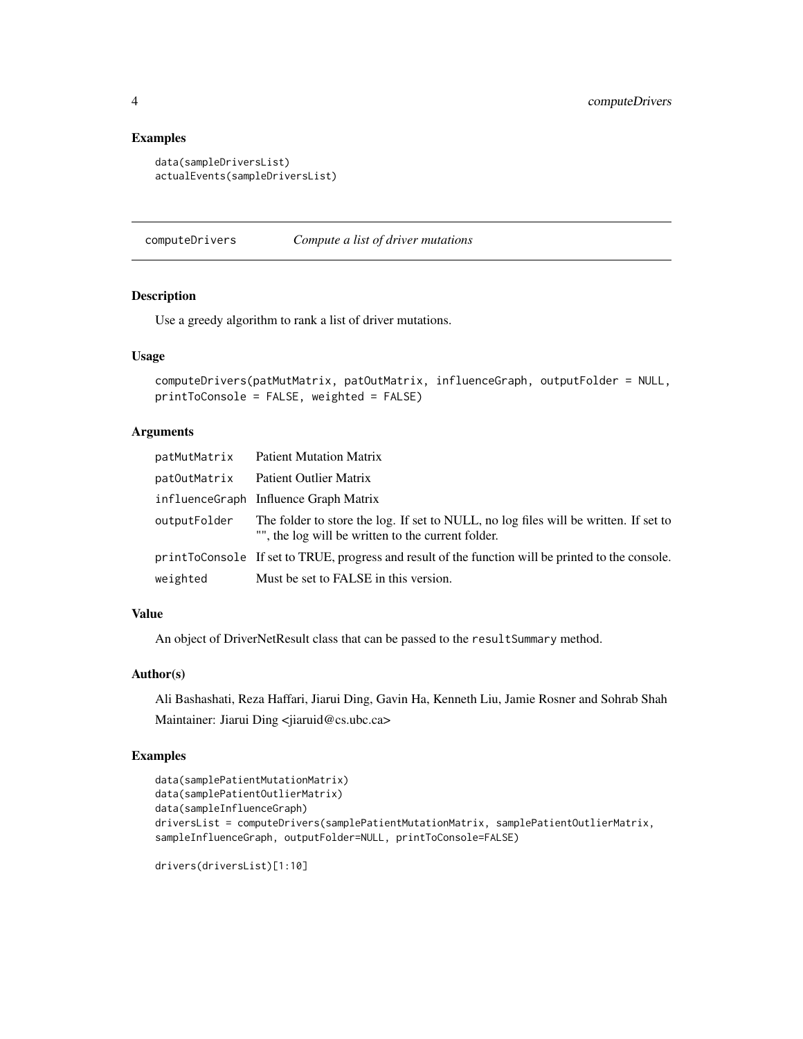### Examples

```
data(sampleDriversList)
actualEvents(sampleDriversList)
```

## computeDrivers *Compute a list of driver mutations*

### Description

Use a greedy algorithm to rank a list of driver mutations.

### Usage

```
computeDrivers(patMutMatrix, patOutMatrix, influenceGraph, outputFolder = NULL,
printToConsole = FALSE, weighted = FALSE)
```

### Arguments

| | |
|---|---|
| patMutMatrix | Patient Mutation Matrix |
| patOutMatrix | Patient Outlier Matrix |
| influenceGraph | Influence Graph Matrix |
| outputFolder | The folder to store the log. If set to NULL, no log files will be written. If set to "", the log will be written to the current folder. |
| printToConsole | If set to TRUE, progress and result of the function will be printed to the console. |
| weighted | Must be set to FALSE in this version. |

### Value

An object of DriverNetResult class that can be passed to the `resultSummary` method.

### Author(s)

Ali Bashashati, Reza Haffari, Jiarui Ding, Gavin Ha, Kenneth Liu, Jamie Rosner and Sohrab Shah

Maintainer: Jiarui Ding <jiaruid@cs.ubc.ca>

### Examples

```
data(samplePatientMutationMatrix)
data(samplePatientOutlierMatrix)
data(sampleInfluenceGraph)
driversList = computeDrivers(samplePatientMutationMatrix, samplePatientOutlierMatrix,
sampleInfluenceGraph, outputFolder=NULL, printToConsole=FALSE)

drivers(driversList)[1:10]
```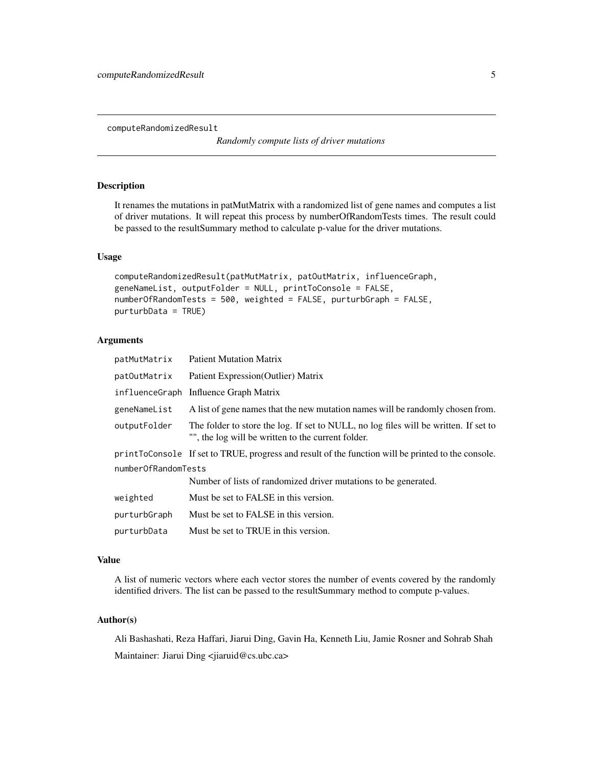computeRandomizedResult

*Randomly compute lists of driver mutations*

## Description

It renames the mutations in patMutMatrix with a randomized list of gene names and computes a list of driver mutations. It will repeat this process by numberOfRandomTests times. The result could be passed to the resultSummary method to calculate p-value for the driver mutations.

## Usage

```
computeRandomizedResult(patMutMatrix, patOutMatrix, influenceGraph,
geneNameList, outputFolder = NULL, printToConsole = FALSE,
numberOfRandomTests = 500, weighted = FALSE, purturbGraph = FALSE,
purturbData = TRUE)
```

## Arguments

| | |
|---|---|
| patMutMatrix | Patient Mutation Matrix |
| patOutMatrix | Patient Expression(Outlier) Matrix |
| influenceGraph | Influence Graph Matrix |
| geneNameList | A list of gene names that the new mutation names will be randomly chosen from. |
| outputFolder | The folder to store the log. If set to NULL, no log files will be written. If set to "", the log will be written to the current folder. |
| printToConsole | If set to TRUE, progress and result of the function will be printed to the console. |
| numberOfRandomTests | Number of lists of randomized driver mutations to be generated. |
| weighted | Must be set to FALSE in this version. |
| purturbGraph | Must be set to FALSE in this version. |
| purturbData | Must be set to TRUE in this version. |

## Value

A list of numeric vectors where each vector stores the number of events covered by the randomly identified drivers. The list can be passed to the resultSummary method to compute p-values.

## Author(s)

Ali Bashashati, Reza Haffari, Jiarui Ding, Gavin Ha, Kenneth Liu, Jamie Rosner and Sohrab Shah

Maintainer: Jiarui Ding <jiaruid@cs.ubc.ca>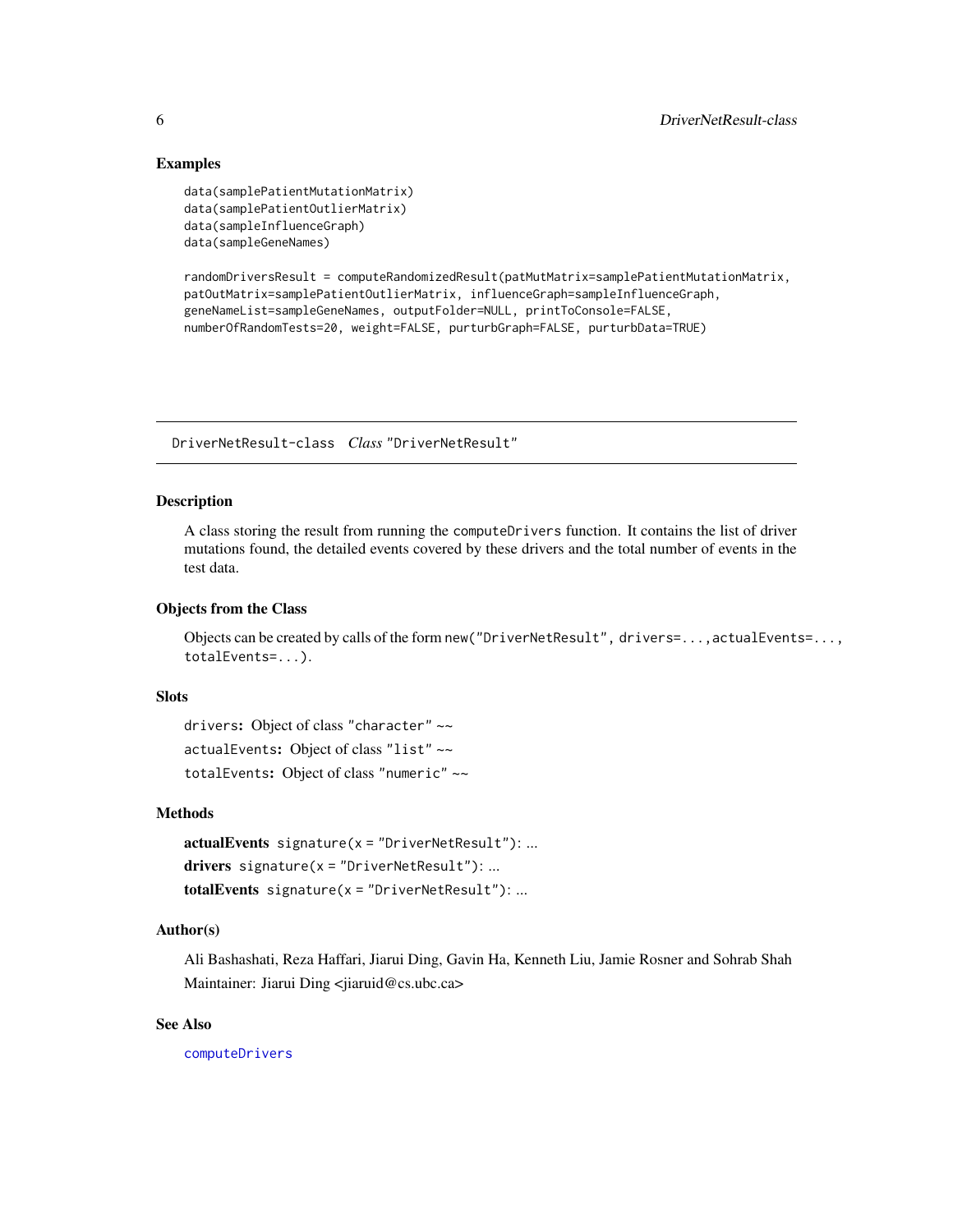### Examples

```
data(samplePatientMutationMatrix)
data(samplePatientOutlierMatrix)
data(sampleInfluenceGraph)
data(sampleGeneNames)

randomDriversResult = computeRandomizedResult(patMutMatrix=samplePatientMutationMatrix,
patOutMatrix=samplePatientOutlierMatrix, influenceGraph=sampleInfluenceGraph,
geneNameList=sampleGeneNames, outputFolder=NULL, printToConsole=FALSE,
numberOfRandomTests=20, weight=FALSE, purturbGraph=FALSE, purturbData=TRUE)
```

---

## DriverNetResult-class    *Class* "DriverNetResult"

### Description

A class storing the result from running the `computeDrivers` function. It contains the list of driver mutations found, the detailed events covered by these drivers and the total number of events in the test data.

### Objects from the Class

Objects can be created by calls of the form `new("DriverNetResult", drivers=...,actualEvents=..., totalEvents=...)`.

### Slots

`drivers`: Object of class "character" ~~

`actualEvents`: Object of class "list" ~~

`totalEvents`: Object of class "numeric" ~~

### Methods

**actualEvents** `signature(x = "DriverNetResult")`: ...

**drivers** `signature(x = "DriverNetResult")`: ...

**totalEvents** `signature(x = "DriverNetResult")`: ...

### Author(s)

Ali Bashashati, Reza Haffari, Jiarui Ding, Gavin Ha, Kenneth Liu, Jamie Rosner and Sohrab Shah

Maintainer: Jiarui Ding <jiaruid@cs.ubc.ca>

### See Also

`computeDrivers`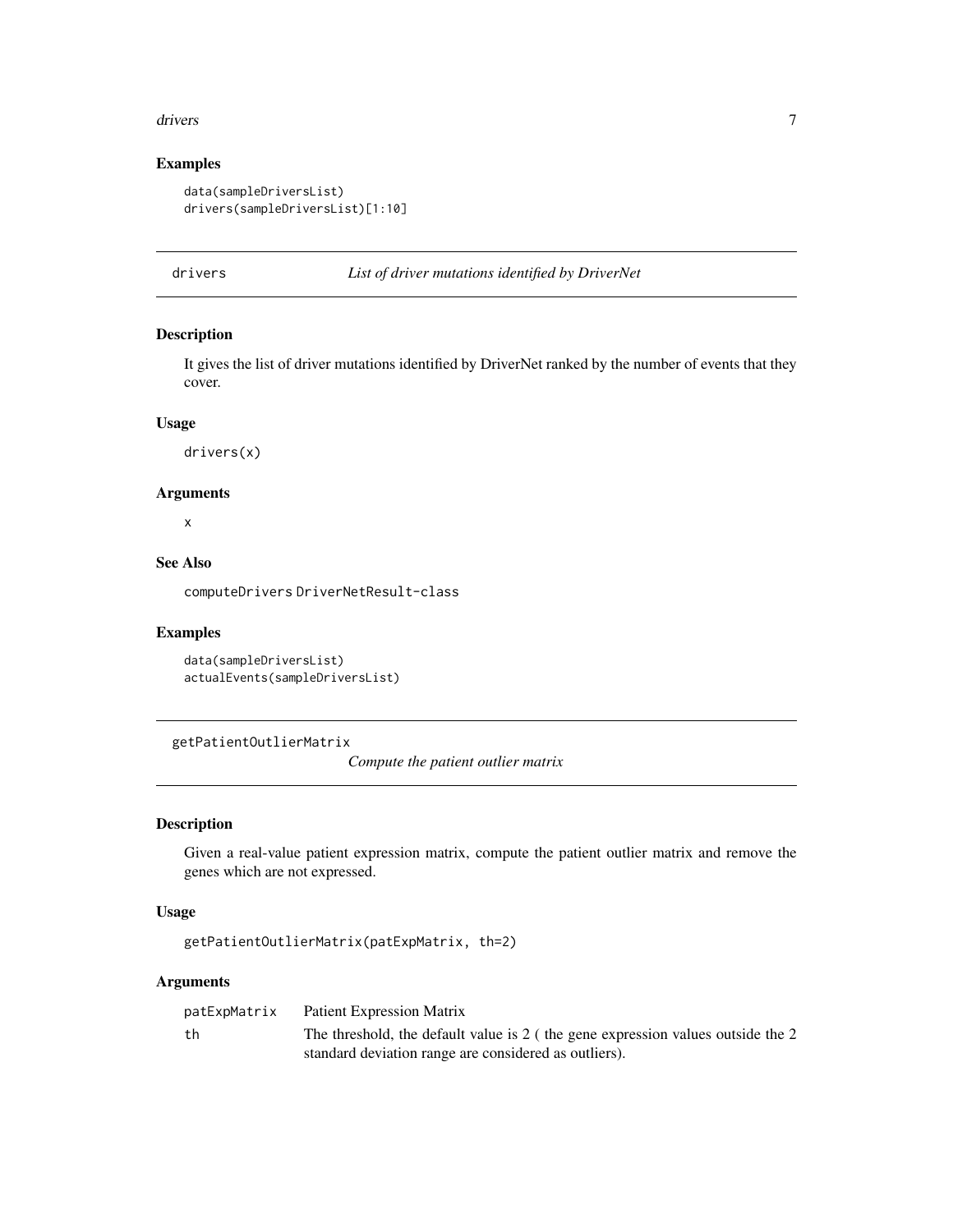## Examples

```
data(sampleDriversList)
drivers(sampleDriversList)[1:10]
```

---

# drivers — *List of driver mutations identified by DriverNet*

## Description

It gives the list of driver mutations identified by DriverNet ranked by the number of events that they cover.

## Usage

```
drivers(x)
```

## Arguments

x

## See Also

computeDrivers DriverNetResult-class

## Examples

```
data(sampleDriversList)
actualEvents(sampleDriversList)
```

---

# getPatientOutlierMatrix — *Compute the patient outlier matrix*

## Description

Given a real-value patient expression matrix, compute the patient outlier matrix and remove the genes which are not expressed.

## Usage

```
getPatientOutlierMatrix(patExpMatrix, th=2)
```

## Arguments

| | |
|---|---|
| patExpMatrix | Patient Expression Matrix |
| th | The threshold, the default value is 2 ( the gene expression values outside the 2 standard deviation range are considered as outliers). |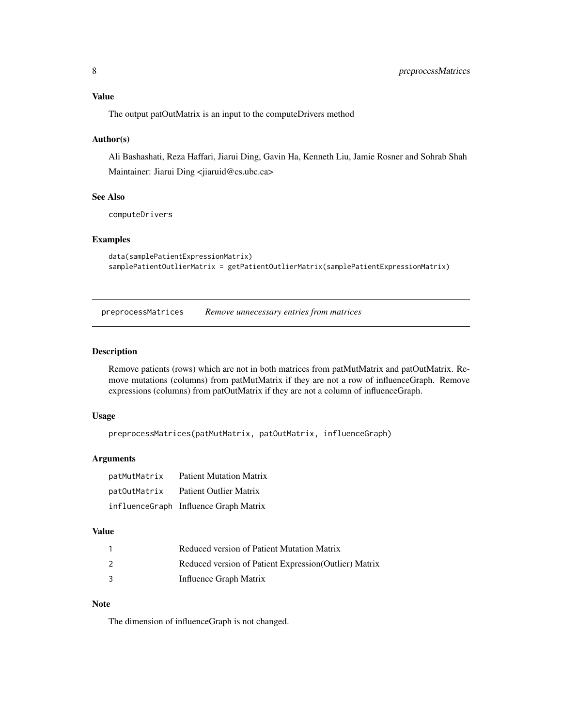### Value

The output patOutMatrix is an input to the computeDrivers method

### Author(s)

Ali Bashashati, Reza Haffari, Jiarui Ding, Gavin Ha, Kenneth Liu, Jamie Rosner and Sohrab Shah

Maintainer: Jiarui Ding <jiaruid@cs.ubc.ca>

### See Also

`computeDrivers`

### Examples

```
data(samplePatientExpressionMatrix)
samplePatientOutlierMatrix = getPatientOutlierMatrix(samplePatientExpressionMatrix)
```

---

## preprocessMatrices *Remove unnecessary entries from matrices*

### Description

Remove patients (rows) which are not in both matrices from patMutMatrix and patOutMatrix. Remove mutations (columns) from patMutMatrix if they are not a row of influenceGraph. Remove expressions (columns) from patOutMatrix if they are not a column of influenceGraph.

### Usage

```
preprocessMatrices(patMutMatrix, patOutMatrix, influenceGraph)
```

### Arguments

| | |
|---|---|
| `patMutMatrix` | Patient Mutation Matrix |
| `patOutMatrix` | Patient Outlier Matrix |
| `influenceGraph` | Influence Graph Matrix |

### Value

| | |
|---|---|
| 1 | Reduced version of Patient Mutation Matrix |
| 2 | Reduced version of Patient Expression(Outlier) Matrix |
| 3 | Influence Graph Matrix |

### Note

The dimension of influenceGraph is not changed.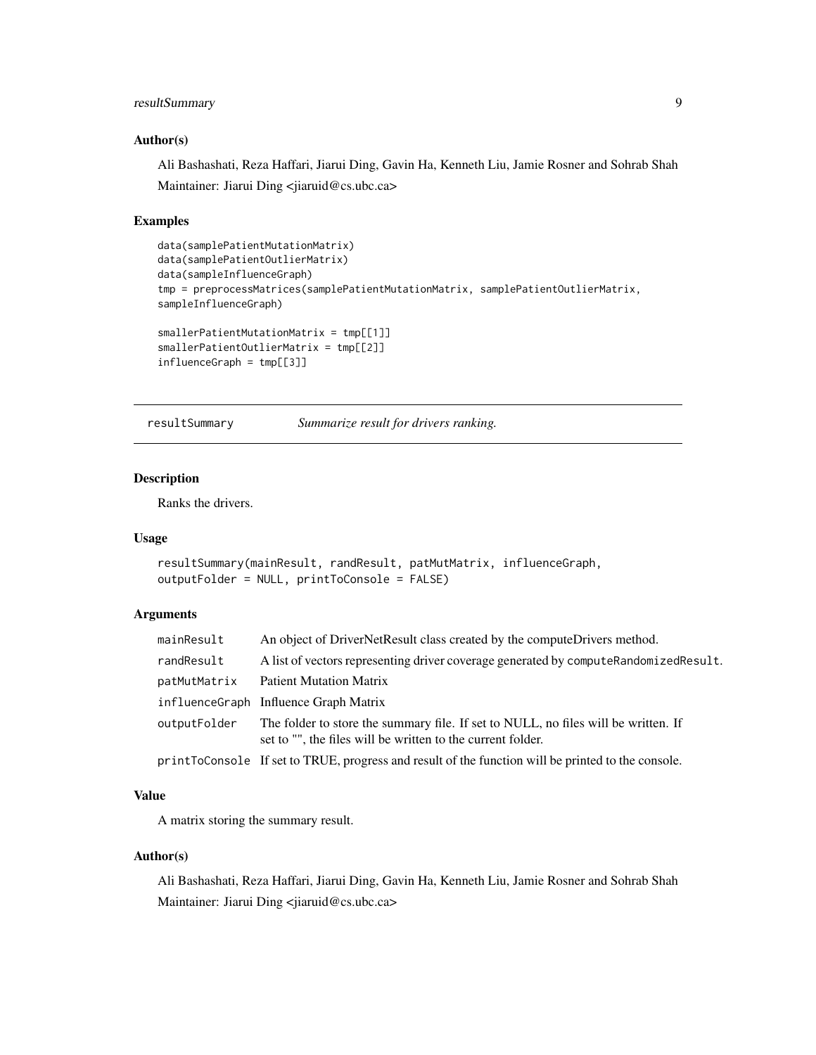### Author(s)

Ali Bashashati, Reza Haffari, Jiarui Ding, Gavin Ha, Kenneth Liu, Jamie Rosner and Sohrab Shah

Maintainer: Jiarui Ding <jiaruid@cs.ubc.ca>

### Examples

```
data(samplePatientMutationMatrix)
data(samplePatientOutlierMatrix)
data(sampleInfluenceGraph)
tmp = preprocessMatrices(samplePatientMutationMatrix, samplePatientOutlierMatrix,
sampleInfluenceGraph)

smallerPatientMutationMatrix = tmp[[1]]
smallerPatientOutlierMatrix = tmp[[2]]
influenceGraph = tmp[[3]]
```

---

## resultSummary *Summarize result for drivers ranking.*

---

### Description

Ranks the drivers.

### Usage

```
resultSummary(mainResult, randResult, patMutMatrix, influenceGraph,
outputFolder = NULL, printToConsole = FALSE)
```

### Arguments

| | |
|---|---|
| mainResult | An object of DriverNetResult class created by the computeDrivers method. |
| randResult | A list of vectors representing driver coverage generated by computeRandomizedResult. |
| patMutMatrix | Patient Mutation Matrix |
| influenceGraph | Influence Graph Matrix |
| outputFolder | The folder to store the summary file. If set to NULL, no files will be written. If set to "", the files will be written to the current folder. |
| printToConsole | If set to TRUE, progress and result of the function will be printed to the console. |

### Value

A matrix storing the summary result.

### Author(s)

Ali Bashashati, Reza Haffari, Jiarui Ding, Gavin Ha, Kenneth Liu, Jamie Rosner and Sohrab Shah

Maintainer: Jiarui Ding <jiaruid@cs.ubc.ca>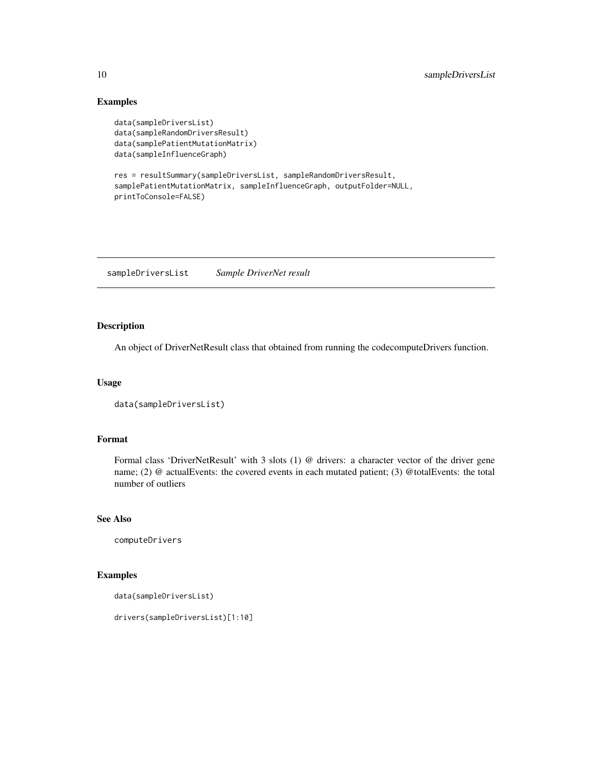## Examples

```
data(sampleDriversList)
data(sampleRandomDriversResult)
data(samplePatientMutationMatrix)
data(sampleInfluenceGraph)

res = resultSummary(sampleDriversList, sampleRandomDriversResult,
samplePatientMutationMatrix, sampleInfluenceGraph, outputFolder=NULL,
printToConsole=FALSE)
```

---

# sampleDriversList *Sample DriverNet result*

---

## Description

An object of DriverNetResult class that obtained from running the codecomputeDrivers function.

## Usage

```
data(sampleDriversList)
```

## Format

Formal class 'DriverNetResult' with 3 slots (1) @ drivers: a character vector of the driver gene name; (2) @ actualEvents: the covered events in each mutated patient; (3) @totalEvents: the total number of outliers

## See Also

computeDrivers

## Examples

```
data(sampleDriversList)

drivers(sampleDriversList)[1:10]
```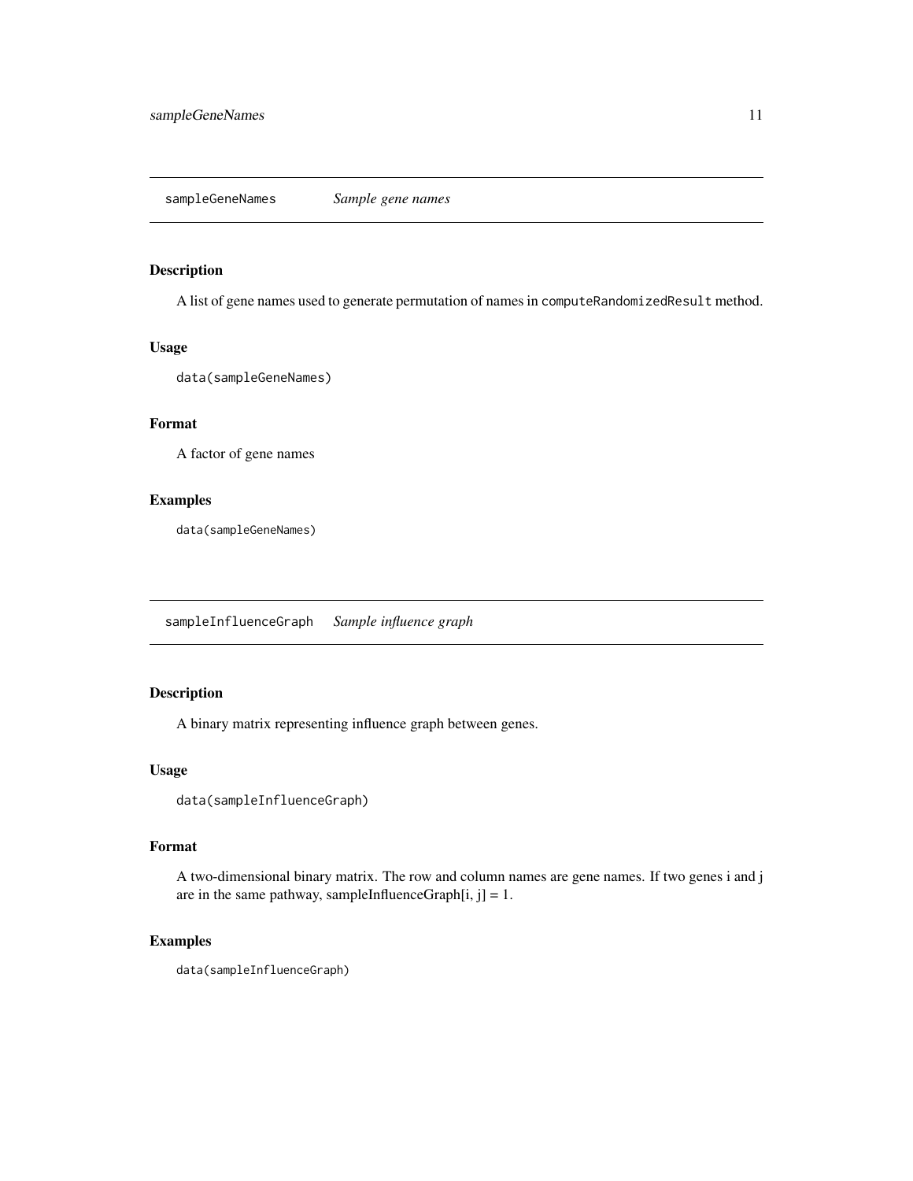## sampleGeneNames *Sample gene names*

### Description

A list of gene names used to generate permutation of names in `computeRandomizedResult` method.

### Usage

```
data(sampleGeneNames)
```

### Format

A factor of gene names

### Examples

```
data(sampleGeneNames)
```

## sampleInfluenceGraph *Sample influence graph*

### Description

A binary matrix representing influence graph between genes.

### Usage

```
data(sampleInfluenceGraph)
```

### Format

A two-dimensional binary matrix. The row and column names are gene names. If two genes i and j are in the same pathway, sampleInfluenceGraph[i, j] = 1.

### Examples

```
data(sampleInfluenceGraph)
```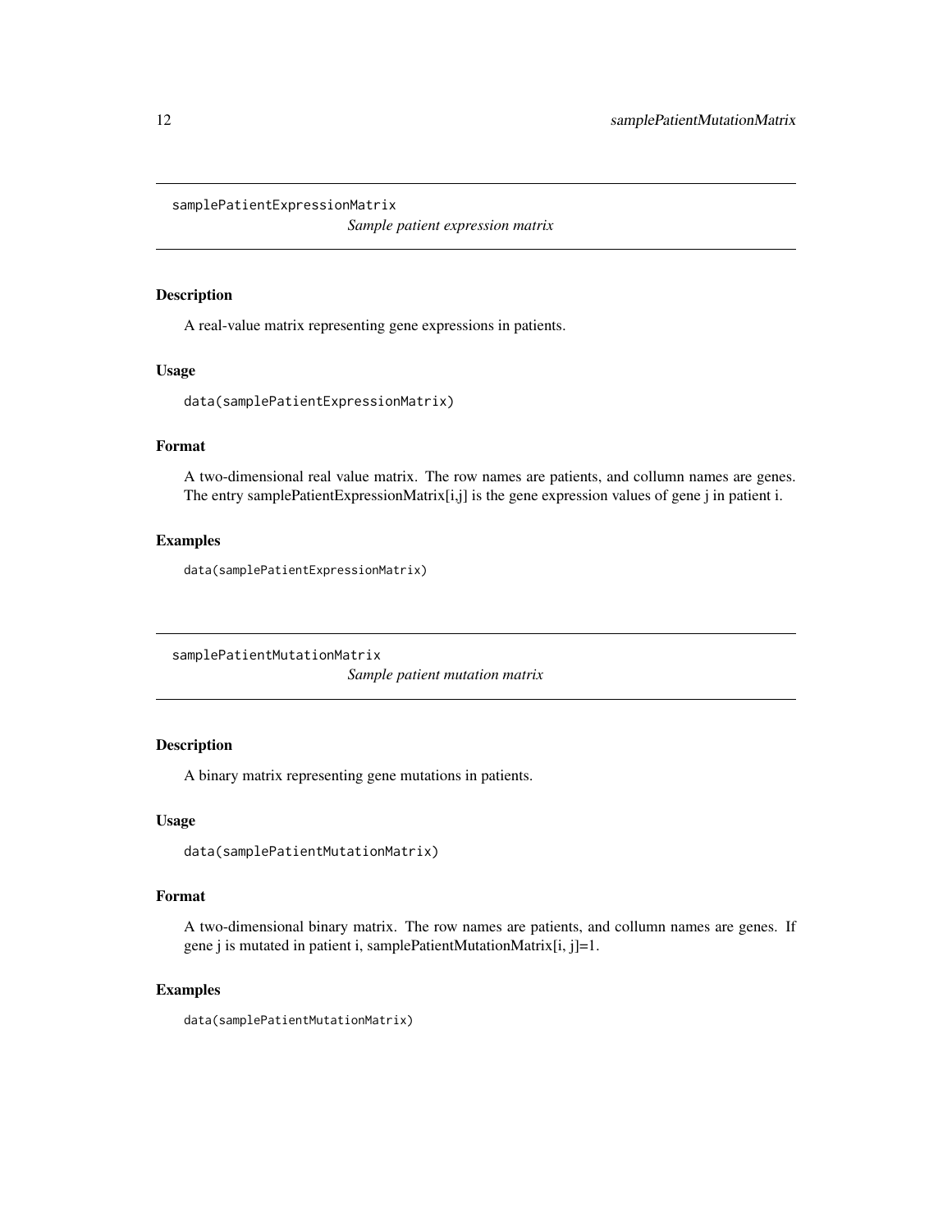## samplePatientExpressionMatrix

*Sample patient expression matrix*

### Description

A real-value matrix representing gene expressions in patients.

### Usage

```
data(samplePatientExpressionMatrix)
```

### Format

A two-dimensional real value matrix. The row names are patients, and collumn names are genes. The entry samplePatientExpressionMatrix[i,j] is the gene expression values of gene j in patient i.

### Examples

```
data(samplePatientExpressionMatrix)
```

## samplePatientMutationMatrix

*Sample patient mutation matrix*

### Description

A binary matrix representing gene mutations in patients.

### Usage

```
data(samplePatientMutationMatrix)
```

### Format

A two-dimensional binary matrix. The row names are patients, and collumn names are genes. If gene j is mutated in patient i, samplePatientMutationMatrix[i, j]=1.

### Examples

```
data(samplePatientMutationMatrix)
```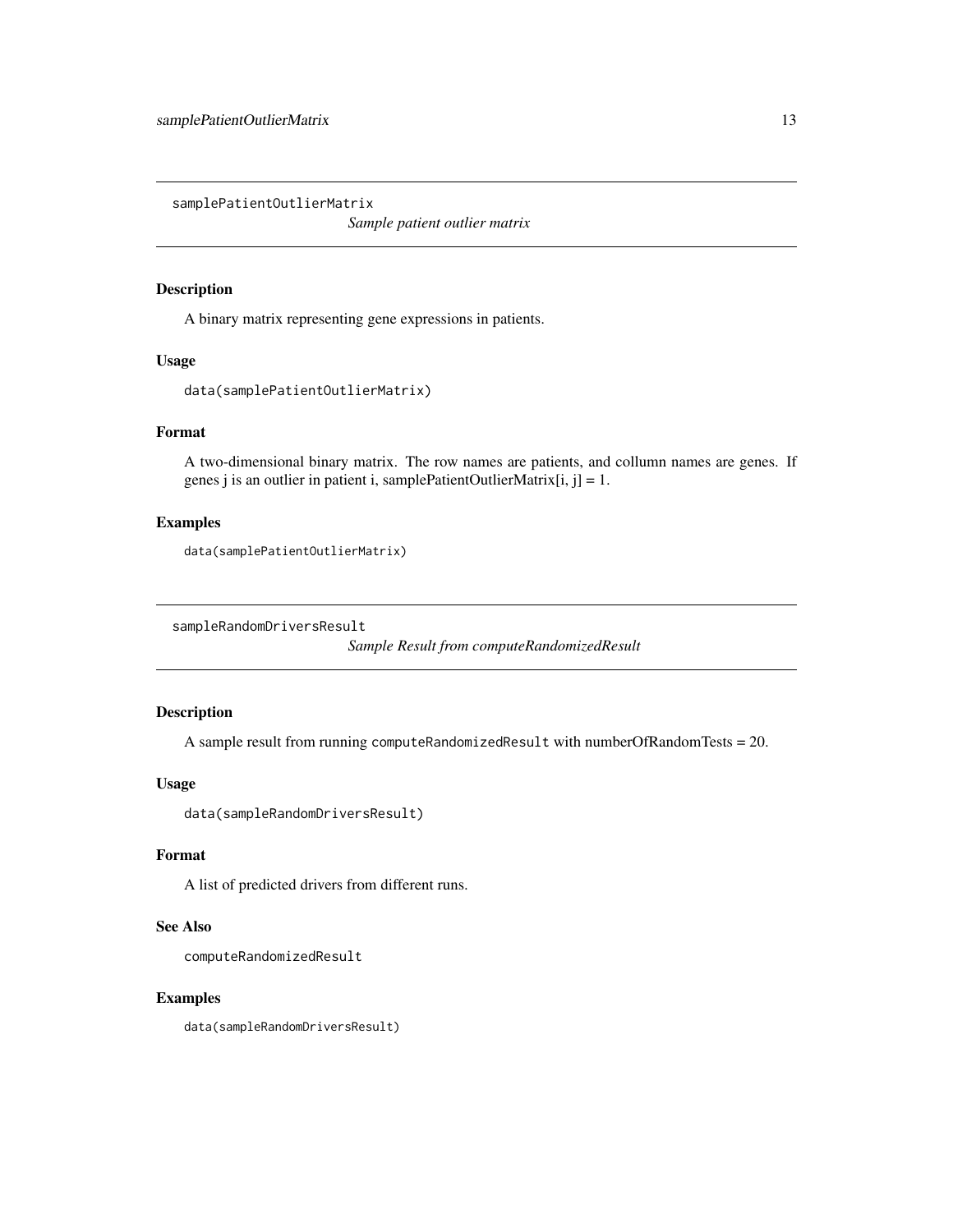## samplePatientOutlierMatrix

*Sample patient outlier matrix*

### Description

A binary matrix representing gene expressions in patients.

### Usage

```
data(samplePatientOutlierMatrix)
```

### Format

A two-dimensional binary matrix. The row names are patients, and collumn names are genes. If genes j is an outlier in patient i, samplePatientOutlierMatrix[i, j] = 1.

### Examples

```
data(samplePatientOutlierMatrix)
```

## sampleRandomDriversResult

*Sample Result from computeRandomizedResult*

### Description

A sample result from running `computeRandomizedResult` with numberOfRandomTests = 20.

### Usage

```
data(sampleRandomDriversResult)
```

### Format

A list of predicted drivers from different runs.

### See Also

`computeRandomizedResult`

### Examples

```
data(sampleRandomDriversResult)
```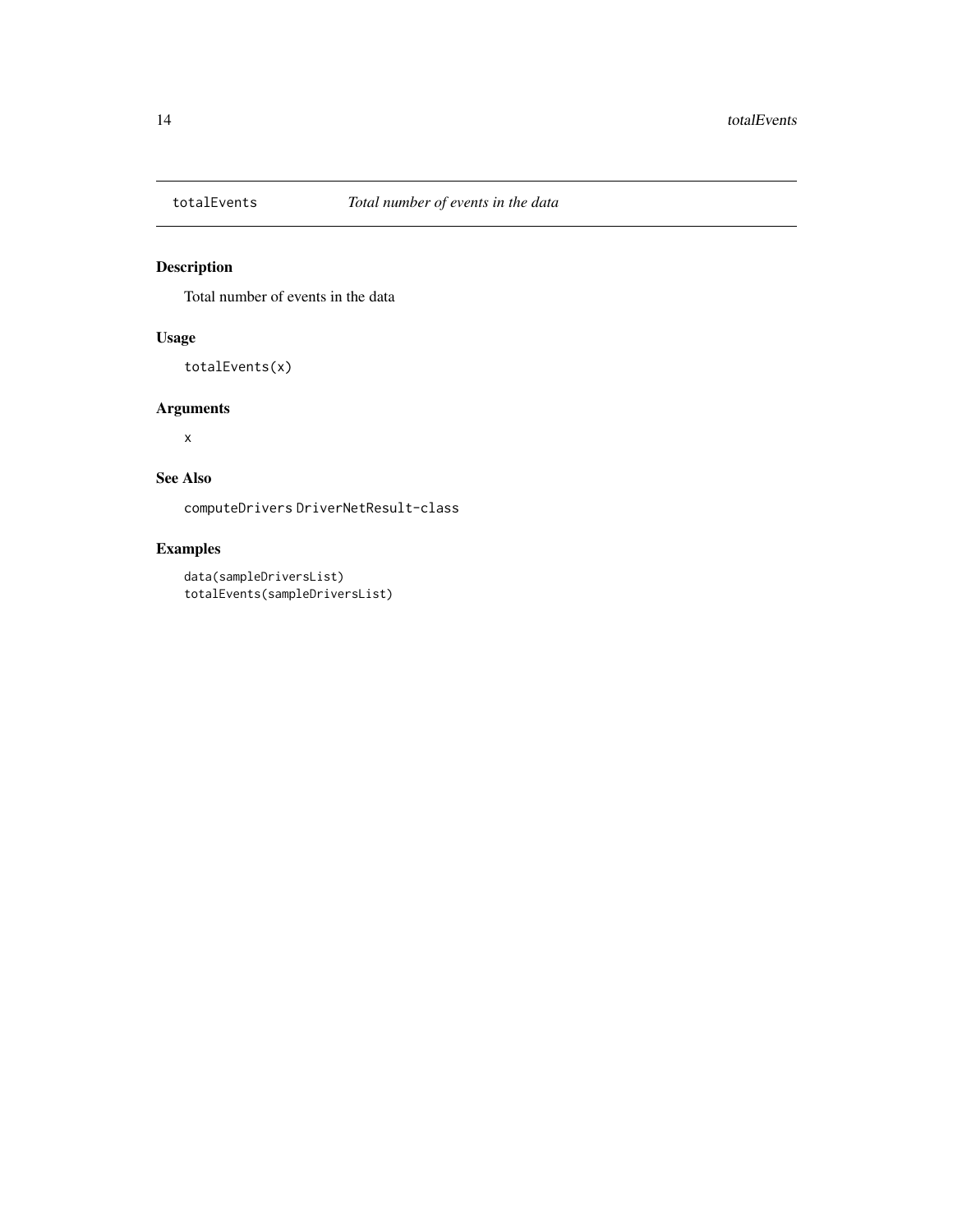# totalEvents — *Total number of events in the data*

## Description

Total number of events in the data

## Usage

```
totalEvents(x)
```

## Arguments

x

## See Also

computeDrivers DriverNetResult-class

## Examples

```
data(sampleDriversList)
totalEvents(sampleDriversList)
```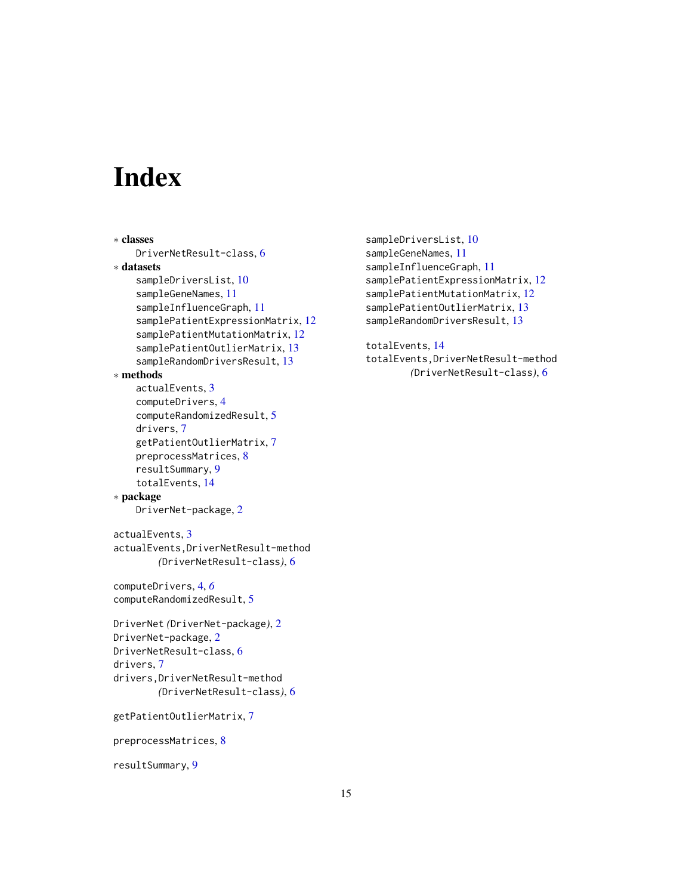# Index

∗ **classes**
  DriverNetResult-class, 6
∗ **datasets**
  sampleDriversList, 10
  sampleGeneNames, 11
  sampleInfluenceGraph, 11
  samplePatientExpressionMatrix, 12
  samplePatientMutationMatrix, 12
  samplePatientOutlierMatrix, 13
  sampleRandomDriversResult, 13
∗ **methods**
  actualEvents, 3
  computeDrivers, 4
  computeRandomizedResult, 5
  drivers, 7
  getPatientOutlierMatrix, 7
  preprocessMatrices, 8
  resultSummary, 9
  totalEvents, 14
∗ **package**
  DriverNet-package, 2

actualEvents, 3
actualEvents,DriverNetResult-method
  *(*DriverNetResult-class*)*, 6

computeDrivers, 4, *6*
computeRandomizedResult, 5

DriverNet *(*DriverNet-package*)*, 2
DriverNet-package, 2
DriverNetResult-class, 6
drivers, 7
drivers,DriverNetResult-method
  *(*DriverNetResult-class*)*, 6

getPatientOutlierMatrix, 7

preprocessMatrices, 8

resultSummary, 9

sampleDriversList, 10
sampleGeneNames, 11
sampleInfluenceGraph, 11
samplePatientExpressionMatrix, 12
samplePatientMutationMatrix, 12
samplePatientOutlierMatrix, 13
sampleRandomDriversResult, 13

totalEvents, 14
totalEvents,DriverNetResult-method
  *(*DriverNetResult-class*)*, 6